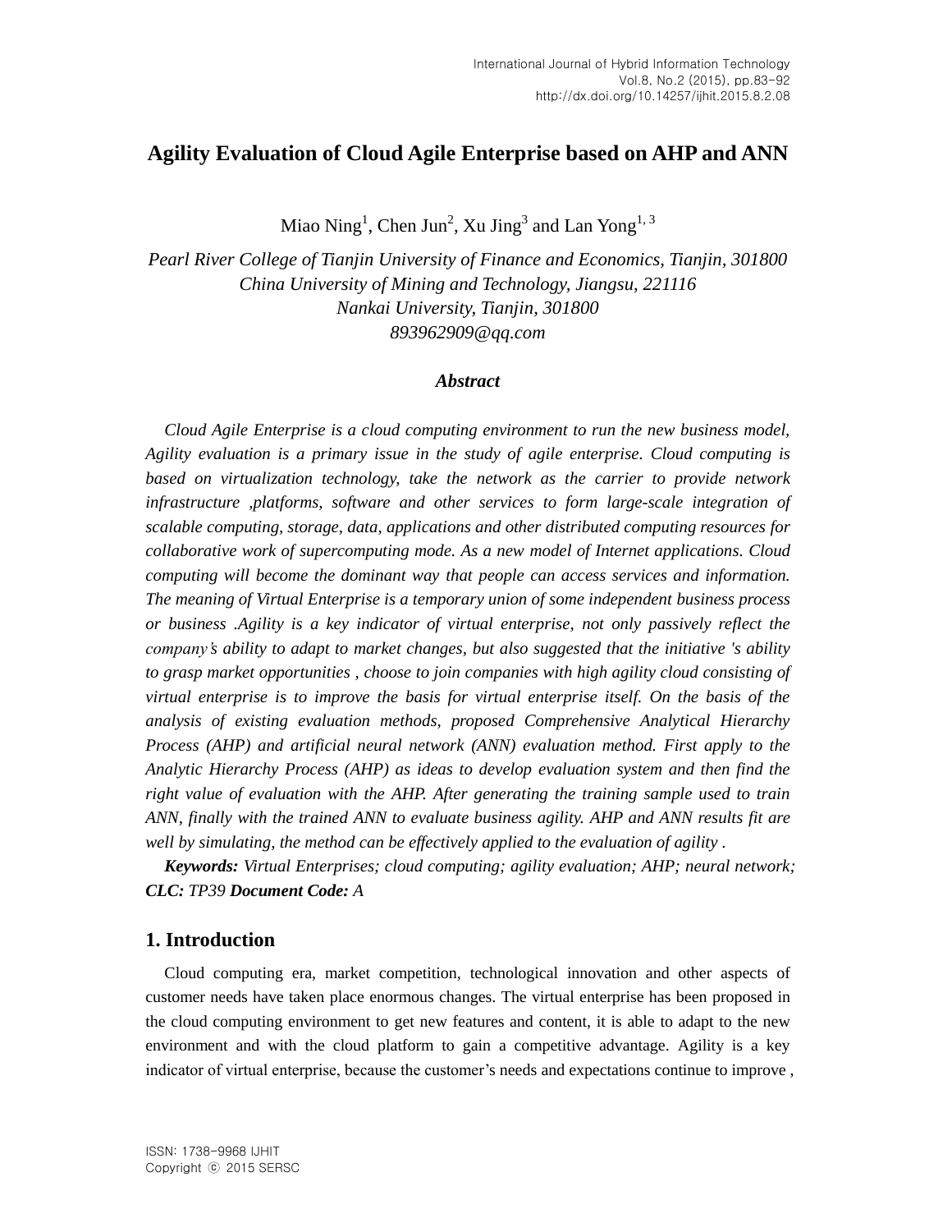# Agility Evaluation of Cloud Agile Enterprise based on AHP and ANN

Miao Ning[1], Chen Jun[2], Xu Jing[3] and Lan Yong[1, 3]

*Pearl River College of Tianjin University of Finance and Economics, Tianjin, 301800*
*China University of Mining and Technology, Jiangsu, 221116*
*Nankai University, Tianjin, 301800*
*893962909@qq.com*

### *Abstract*

*Cloud Agile Enterprise is a cloud computing environment to run the new business model, Agility evaluation is a primary issue in the study of agile enterprise. Cloud computing is based on virtualization technology, take the network as the carrier to provide network infrastructure ,platforms, software and other services to form large-scale integration of scalable computing, storage, data, applications and other distributed computing resources for collaborative work of supercomputing mode. As a new model of Internet applications. Cloud computing will become the dominant way that people can access services and information. The meaning of Virtual Enterprise is a temporary union of some independent business process or business .Agility is a key indicator of virtual enterprise, not only passively reflect the company's ability to adapt to market changes, but also suggested that the initiative 's ability to grasp market opportunities , choose to join companies with high agility cloud consisting of virtual enterprise is to improve the basis for virtual enterprise itself. On the basis of the analysis of existing evaluation methods, proposed Comprehensive Analytical Hierarchy Process (AHP) and artificial neural network (ANN) evaluation method. First apply to the Analytic Hierarchy Process (AHP) as ideas to develop evaluation system and then find the right value of evaluation with the AHP. After generating the training sample used to train ANN, finally with the trained ANN to evaluate business agility. AHP and ANN results fit are well by simulating, the method can be effectively applied to the evaluation of agility .*

***Keywords:*** *Virtual Enterprises; cloud computing; agility evaluation; AHP; neural network;*
***CLC:*** *TP39* ***Document Code:*** *A*

## 1. Introduction

Cloud computing era, market competition, technological innovation and other aspects of customer needs have taken place enormous changes. The virtual enterprise has been proposed in the cloud computing environment to get new features and content, it is able to adapt to the new environment and with the cloud platform to gain a competitive advantage. Agility is a key indicator of virtual enterprise, because the customer's needs and expectations continue to improve ,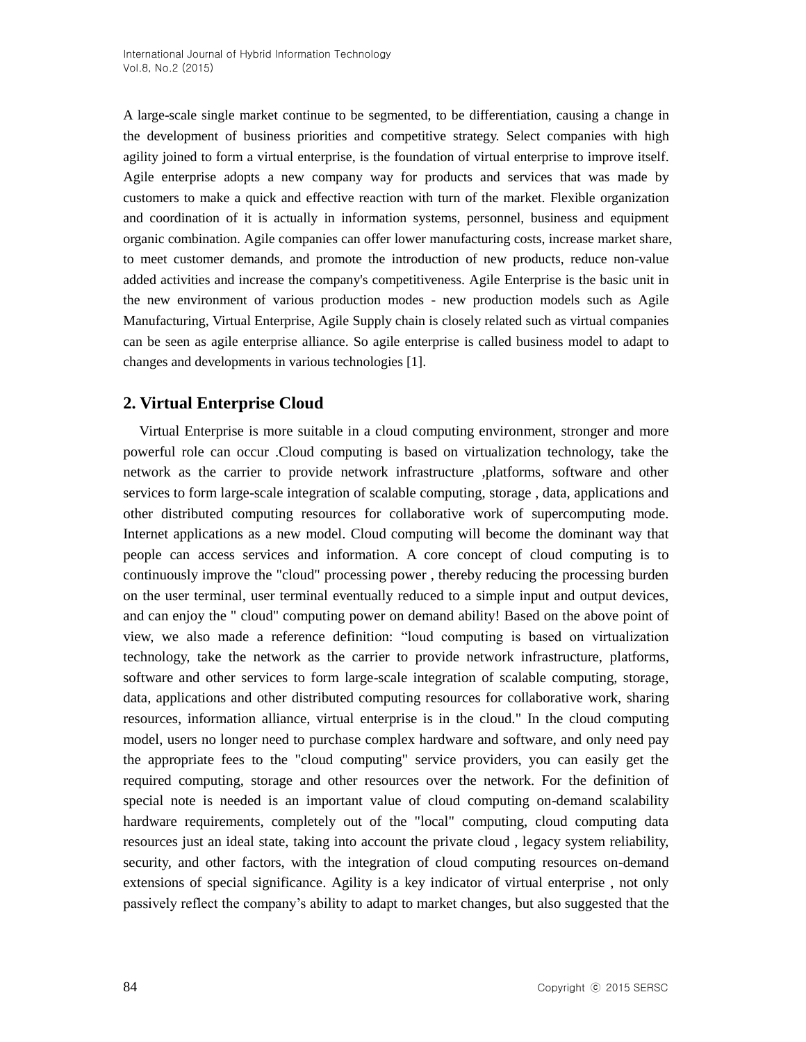A large-scale single market continue to be segmented, to be differentiation, causing a change in the development of business priorities and competitive strategy. Select companies with high agility joined to form a virtual enterprise, is the foundation of virtual enterprise to improve itself. Agile enterprise adopts a new company way for products and services that was made by customers to make a quick and effective reaction with turn of the market. Flexible organization and coordination of it is actually in information systems, personnel, business and equipment organic combination. Agile companies can offer lower manufacturing costs, increase market share, to meet customer demands, and promote the introduction of new products, reduce non-value added activities and increase the company's competitiveness. Agile Enterprise is the basic unit in the new environment of various production modes - new production models such as Agile Manufacturing, Virtual Enterprise, Agile Supply chain is closely related such as virtual companies can be seen as agile enterprise alliance. So agile enterprise is called business model to adapt to changes and developments in various technologies [1].

## 2. Virtual Enterprise Cloud

Virtual Enterprise is more suitable in a cloud computing environment, stronger and more powerful role can occur .Cloud computing is based on virtualization technology, take the network as the carrier to provide network infrastructure ,platforms, software and other services to form large-scale integration of scalable computing, storage , data, applications and other distributed computing resources for collaborative work of supercomputing mode. Internet applications as a new model. Cloud computing will become the dominant way that people can access services and information. A core concept of cloud computing is to continuously improve the "cloud" processing power , thereby reducing the processing burden on the user terminal, user terminal eventually reduced to a simple input and output devices, and can enjoy the " cloud" computing power on demand ability! Based on the above point of view, we also made a reference definition: "loud computing is based on virtualization technology, take the network as the carrier to provide network infrastructure, platforms, software and other services to form large-scale integration of scalable computing, storage, data, applications and other distributed computing resources for collaborative work, sharing resources, information alliance, virtual enterprise is in the cloud." In the cloud computing model, users no longer need to purchase complex hardware and software, and only need pay the appropriate fees to the "cloud computing" service providers, you can easily get the required computing, storage and other resources over the network. For the definition of special note is needed is an important value of cloud computing on-demand scalability hardware requirements, completely out of the "local" computing, cloud computing data resources just an ideal state, taking into account the private cloud , legacy system reliability, security, and other factors, with the integration of cloud computing resources on-demand extensions of special significance. Agility is a key indicator of virtual enterprise , not only passively reflect the company's ability to adapt to market changes, but also suggested that the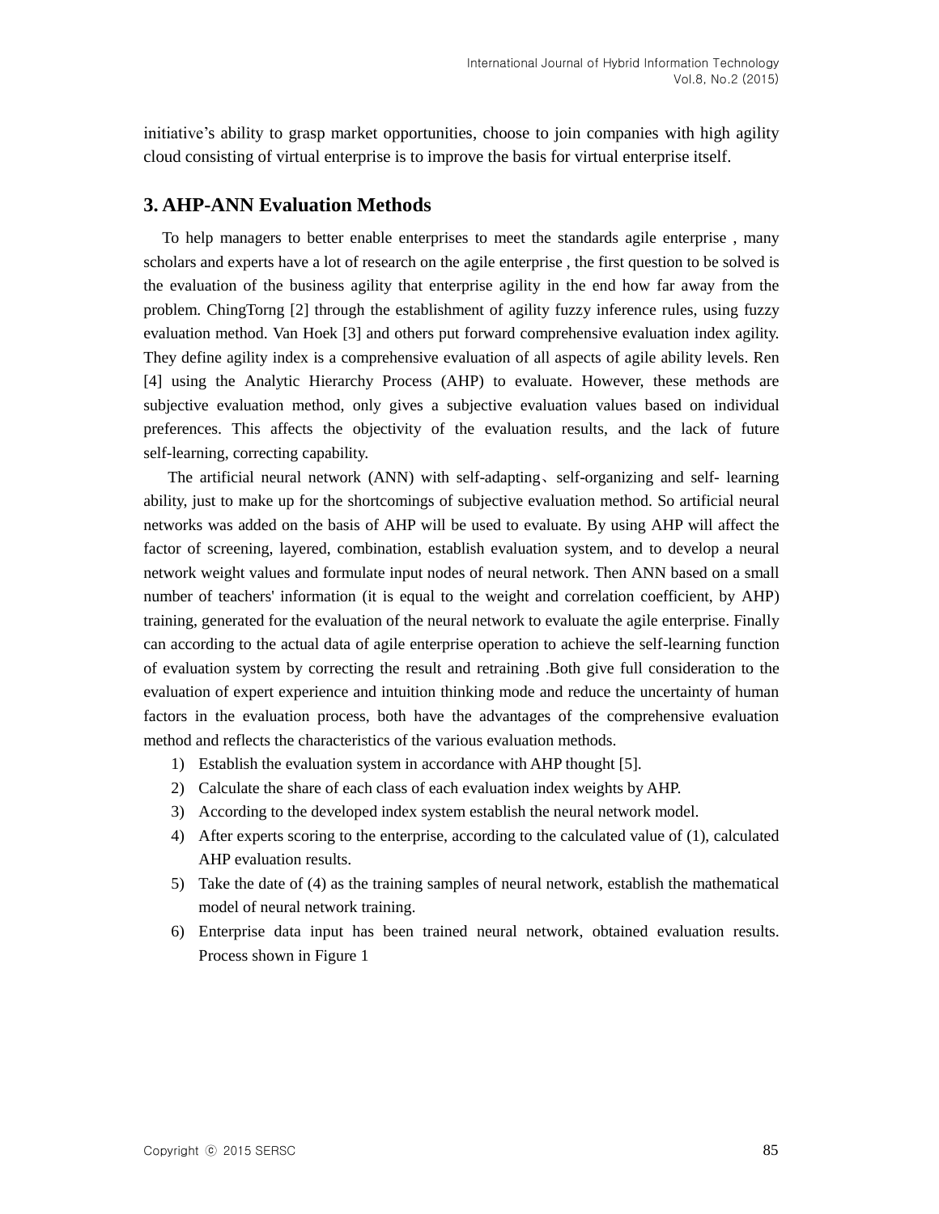initiative's ability to grasp market opportunities, choose to join companies with high agility cloud consisting of virtual enterprise is to improve the basis for virtual enterprise itself.

## 3. AHP-ANN Evaluation Methods

To help managers to better enable enterprises to meet the standards agile enterprise , many scholars and experts have a lot of research on the agile enterprise , the first question to be solved is the evaluation of the business agility that enterprise agility in the end how far away from the problem. ChingTorng [2] through the establishment of agility fuzzy inference rules, using fuzzy evaluation method. Van Hoek [3] and others put forward comprehensive evaluation index agility. They define agility index is a comprehensive evaluation of all aspects of agile ability levels. Ren [4] using the Analytic Hierarchy Process (AHP) to evaluate. However, these methods are subjective evaluation method, only gives a subjective evaluation values based on individual preferences. This affects the objectivity of the evaluation results, and the lack of future self-learning, correcting capability.

The artificial neural network (ANN) with self-adapting、self-organizing and self- learning ability, just to make up for the shortcomings of subjective evaluation method. So artificial neural networks was added on the basis of AHP will be used to evaluate. By using AHP will affect the factor of screening, layered, combination, establish evaluation system, and to develop a neural network weight values and formulate input nodes of neural network. Then ANN based on a small number of teachers' information (it is equal to the weight and correlation coefficient, by AHP) training, generated for the evaluation of the neural network to evaluate the agile enterprise. Finally can according to the actual data of agile enterprise operation to achieve the self-learning function of evaluation system by correcting the result and retraining .Both give full consideration to the evaluation of expert experience and intuition thinking mode and reduce the uncertainty of human factors in the evaluation process, both have the advantages of the comprehensive evaluation method and reflects the characteristics of the various evaluation methods.

1) Establish the evaluation system in accordance with AHP thought [5].
2) Calculate the share of each class of each evaluation index weights by AHP.
3) According to the developed index system establish the neural network model.
4) After experts scoring to the enterprise, according to the calculated value of (1), calculated AHP evaluation results.
5) Take the date of (4) as the training samples of neural network, establish the mathematical model of neural network training.
6) Enterprise data input has been trained neural network, obtained evaluation results. Process shown in Figure 1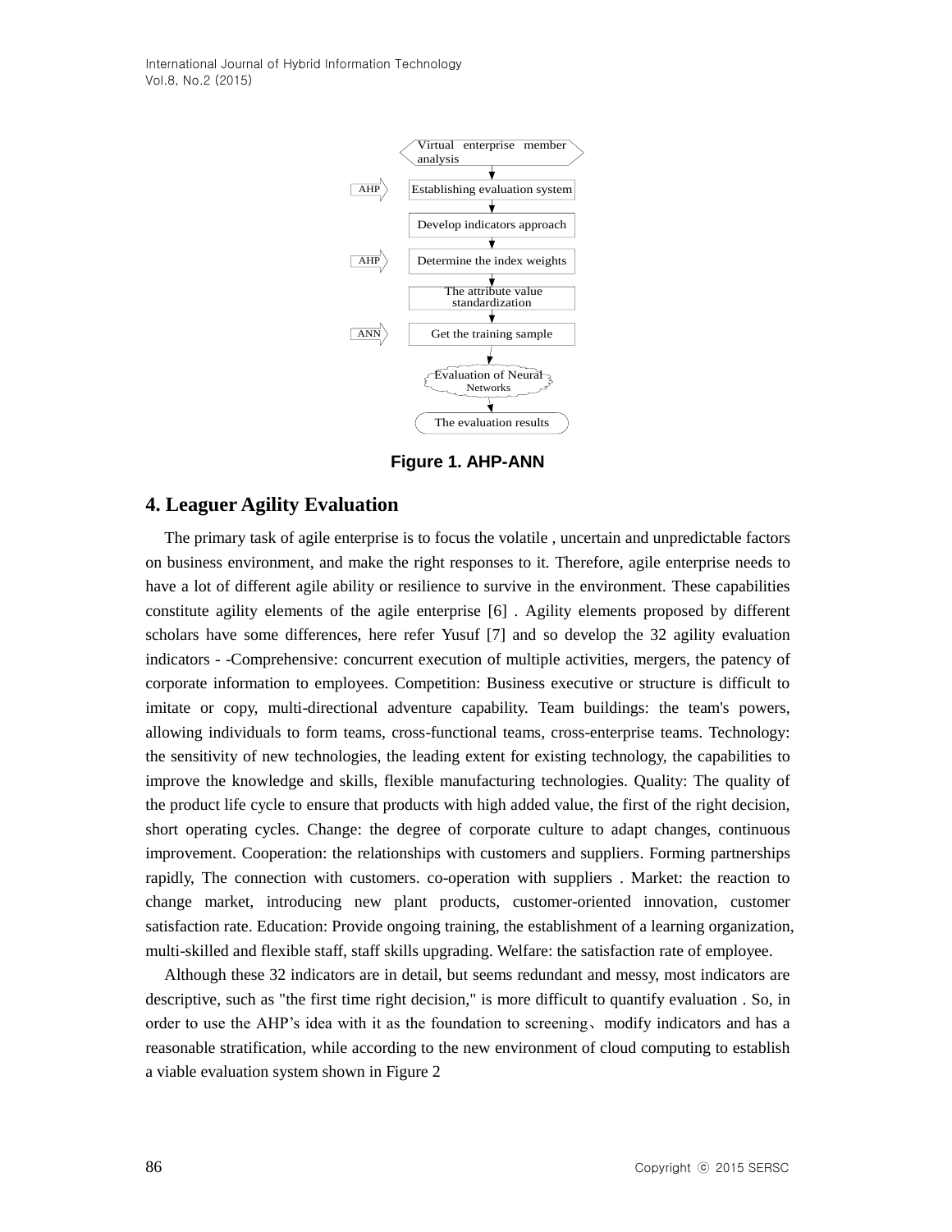Figure 1. AHP-ANN

## 4. Leaguer Agility Evaluation

The primary task of agile enterprise is to focus the volatile , uncertain and unpredictable factors on business environment, and make the right responses to it. Therefore, agile enterprise needs to have a lot of different agile ability or resilience to survive in the environment. These capabilities constitute agility elements of the agile enterprise [6] . Agility elements proposed by different scholars have some differences, here refer Yusuf [7] and so develop the 32 agility evaluation indicators - -Comprehensive: concurrent execution of multiple activities, mergers, the patency of corporate information to employees. Competition: Business executive or structure is difficult to imitate or copy, multi-directional adventure capability. Team buildings: the team's powers, allowing individuals to form teams, cross-functional teams, cross-enterprise teams. Technology: the sensitivity of new technologies, the leading extent for existing technology, the capabilities to improve the knowledge and skills, flexible manufacturing technologies. Quality: The quality of the product life cycle to ensure that products with high added value, the first of the right decision, short operating cycles. Change: the degree of corporate culture to adapt changes, continuous improvement. Cooperation: the relationships with customers and suppliers. Forming partnerships rapidly, The connection with customers. co-operation with suppliers . Market: the reaction to change market, introducing new plant products, customer-oriented innovation, customer satisfaction rate. Education: Provide ongoing training, the establishment of a learning organization, multi-skilled and flexible staff, staff skills upgrading. Welfare: the satisfaction rate of employee.

Although these 32 indicators are in detail, but seems redundant and messy, most indicators are descriptive, such as "the first time right decision," is more difficult to quantify evaluation . So, in order to use the AHP's idea with it as the foundation to screening、modify indicators and has a reasonable stratification, while according to the new environment of cloud computing to establish a viable evaluation system shown in Figure 2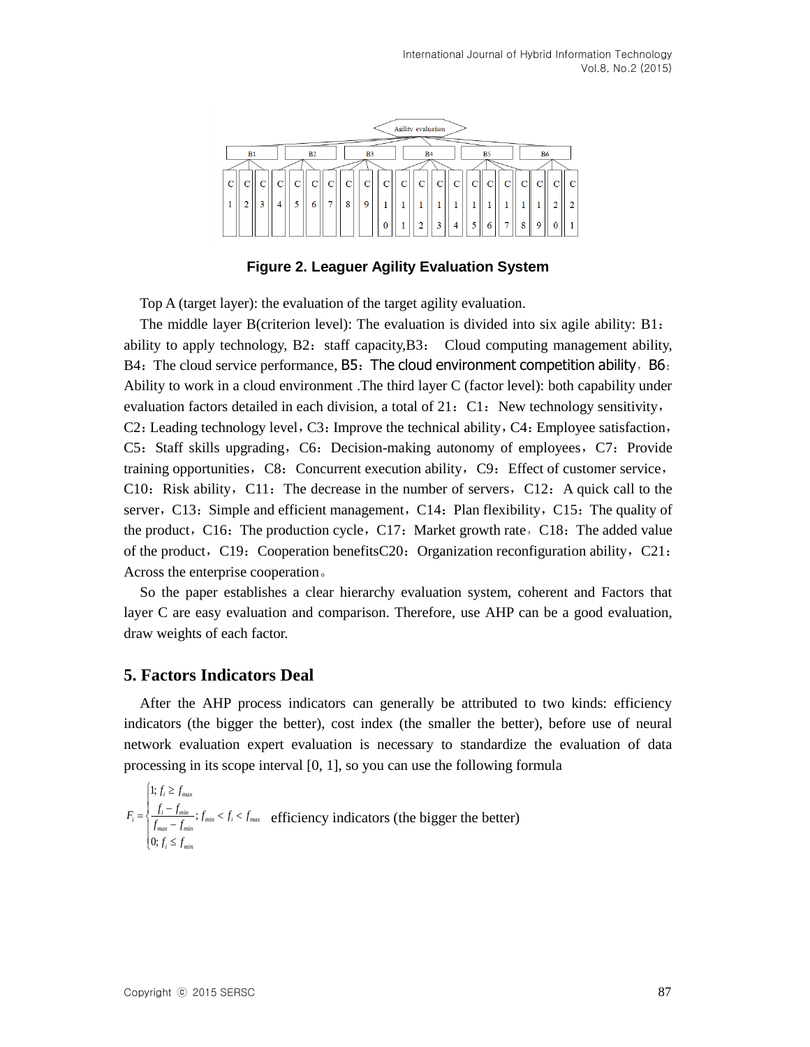Figure 2. Leaguer Agility Evaluation System

Top A (target layer): the evaluation of the target agility evaluation.

The middle layer B(criterion level): The evaluation is divided into six agile ability: B1：ability to apply technology, B2：staff capacity,B3： Cloud computing management ability, B4：The cloud service performance, B5：The cloud environment competition ability，B6：Ability to work in a cloud environment .The third layer C (factor level): both capability under evaluation factors detailed in each division, a total of 21：C1：New technology sensitivity，C2：Leading technology level，C3：Improve the technical ability，C4：Employee satisfaction，C5：Staff skills upgrading，C6：Decision-making autonomy of employees，C7：Provide training opportunities，C8：Concurrent execution ability，C9：Effect of customer service，C10：Risk ability，C11：The decrease in the number of servers，C12：A quick call to the server，C13：Simple and efficient management，C14：Plan flexibility，C15：The quality of the product，C16：The production cycle，C17：Market growth rate，C18：The added value of the product，C19：Cooperation benefitsC20：Organization reconfiguration ability，C21：Across the enterprise cooperation。

So the paper establishes a clear hierarchy evaluation system, coherent and Factors that layer C are easy evaluation and comparison. Therefore, use AHP can be a good evaluation, draw weights of each factor.

## 5. Factors Indicators Deal

After the AHP process indicators can generally be attributed to two kinds: efficiency indicators (the bigger the better), cost index (the smaller the better), before use of neural network evaluation expert evaluation is necessary to standardize the evaluation of data processing in its scope interval [0, 1], so you can use the following formula

$$F_i = \begin{cases} 1; f_i \geq f_{max} \\ \dfrac{f_i - f_{min}}{f_{max} - f_{min}}; f_{min} < f_i < f_{max} \\ 0; f_i \leq f_{min} \end{cases}$$ efficiency indicators (the bigger the better)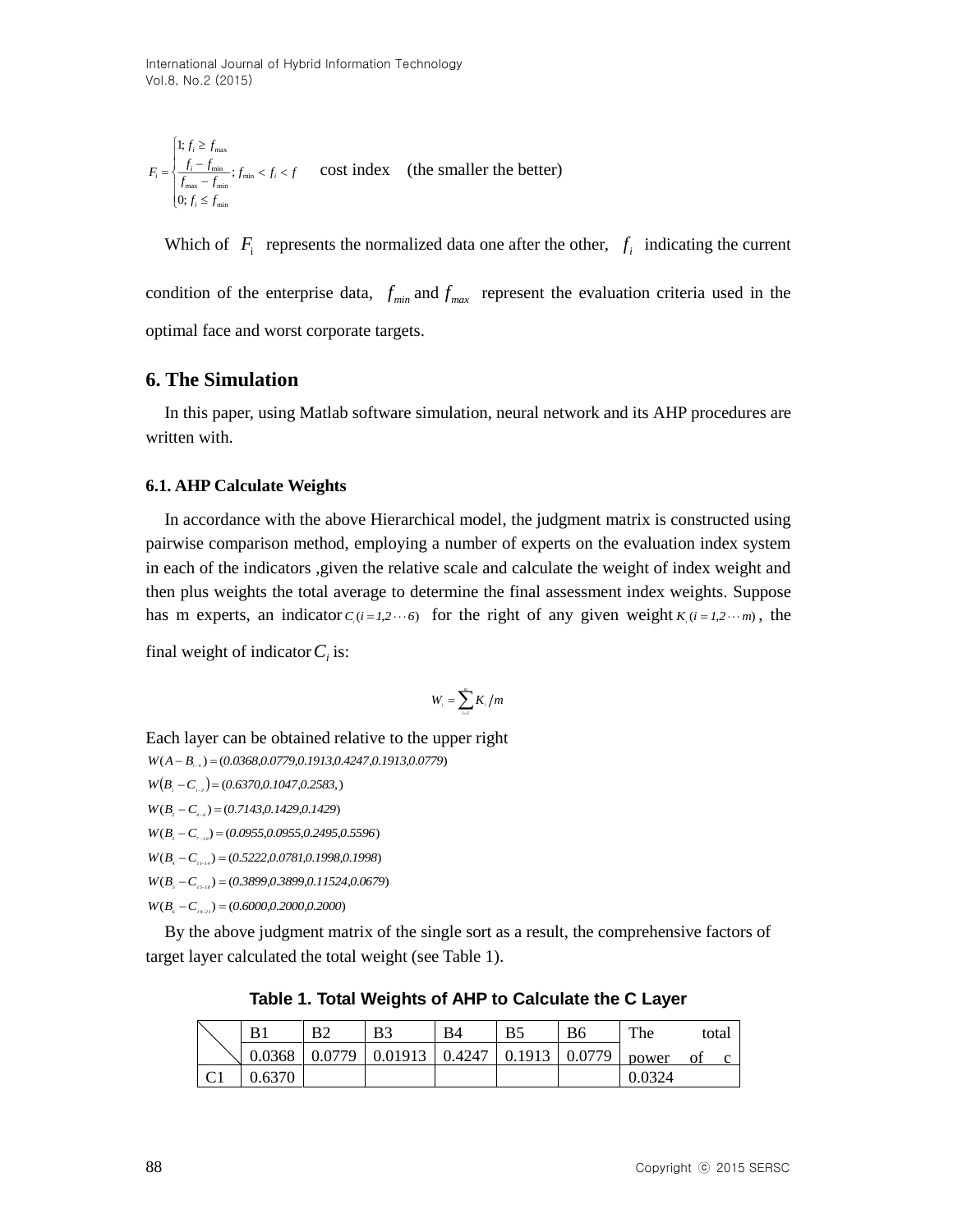$$F_i = \begin{cases} 1; f_i \geq f_{\max} \\ \dfrac{f_i - f_{\min}}{f_{\max} - f_{\min}}; f_{\min} < f_i < f \\ 0; f_i \leq f_{\min} \end{cases}$$ cost index (the smaller the better)

Which of $F_i$ represents the normalized data one after the other, $f_i$ indicating the current condition of the enterprise data, $f_{min}$ and $f_{max}$ represent the evaluation criteria used in the optimal face and worst corporate targets.

## 6. The Simulation

In this paper, using Matlab software simulation, neural network and its AHP procedures are written with.

### 6.1. AHP Calculate Weights

In accordance with the above Hierarchical model, the judgment matrix is constructed using pairwise comparison method, employing a number of experts on the evaluation index system in each of the indicators ,given the relative scale and calculate the weight of index weight and then plus weights the total average to determine the final assessment index weights. Suppose has m experts, an indicator $C_i(i = 1,2 \cdots 6)$ for the right of any given weight $K_i(i = 1,2 \cdots m)$, the final weight of indicator $C_i$ is:

$$W_i = \sum_{i=1}^{m} K_i / m$$

Each layer can be obtained relative to the upper right

$W(A - B_{1-6}) = (0.0368, 0.0779, 0.1913, 0.4247, 0.1913, 0.0779)$

$W(B_1 - C_{1-3}) = (0.6370, 0.1047, 0.2583,)$

$W(B_2 - C_{4-6}) = (0.7143, 0.1429, 0.1429)$

$W(B_3 - C_{7-10}) = (0.0955, 0.0955, 0.2495, 0.5596)$

$W(B_4 - C_{11-14}) = (0.5222, 0.0781, 0.1998, 0.1998)$

$W(B_5 - C_{15-18}) = (0.3899, 0.3899, 0.11524, 0.0679)$

$W(B_6 - C_{19-21}) = (0.6000, 0.2000, 0.2000)$

By the above judgment matrix of the single sort as a result, the comprehensive factors of target layer calculated the total weight (see Table 1).

**Table 1. Total Weights of AHP to Calculate the C Layer**

| | B1 | B2 | B3 | B4 | B5 | B6 | The total power of c |
|---|---|---|---|---|---|---|---|
| | 0.0368 | 0.0779 | 0.01913 | 0.4247 | 0.1913 | 0.0779 | |
| C1 | 0.6370 | | | | | | 0.0324 |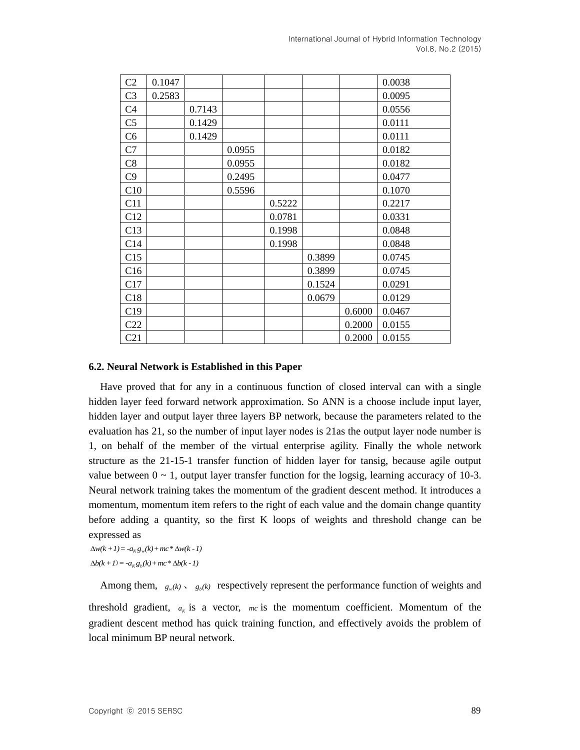| C2 | 0.1047 | | | | | | 0.0038 |
|---|---|---|---|---|---|---|---|
| C3 | 0.2583 | | | | | | 0.0095 |
| C4 | | 0.7143 | | | | | 0.0556 |
| C5 | | 0.1429 | | | | | 0.0111 |
| C6 | | 0.1429 | | | | | 0.0111 |
| C7 | | | 0.0955 | | | | 0.0182 |
| C8 | | | 0.0955 | | | | 0.0182 |
| C9 | | | 0.2495 | | | | 0.0477 |
| C10 | | | 0.5596 | | | | 0.1070 |
| C11 | | | | 0.5222 | | | 0.2217 |
| C12 | | | | 0.0781 | | | 0.0331 |
| C13 | | | | 0.1998 | | | 0.0848 |
| C14 | | | | 0.1998 | | | 0.0848 |
| C15 | | | | | 0.3899 | | 0.0745 |
| C16 | | | | | 0.3899 | | 0.0745 |
| C17 | | | | | 0.1524 | | 0.0291 |
| C18 | | | | | 0.0679 | | 0.0129 |
| C19 | | | | | | 0.6000 | 0.0467 |
| C22 | | | | | | 0.2000 | 0.0155 |
| C21 | | | | | | 0.2000 | 0.0155 |

### 6.2. Neural Network is Established in this Paper

Have proved that for any in a continuous function of closed interval can with a single hidden layer feed forward network approximation. So ANN is a choose include input layer, hidden layer and output layer three layers BP network, because the parameters related to the evaluation has 21, so the number of input layer nodes is 21as the output layer node number is 1, on behalf of the member of the virtual enterprise agility. Finally the whole network structure as the 21-15-1 transfer function of hidden layer for tansig, because agile output value between 0 ~ 1, output layer transfer function for the logsig, learning accuracy of 10-3. Neural network training takes the momentum of the gradient descent method. It introduces a momentum, momentum item refers to the right of each value and the domain change quantity before adding a quantity, so the first K loops of weights and threshold change can be expressed as

$$\Delta w(k+1) = -a_K g_w(k) + mc * \Delta w(k-1)$$

$$\Delta b(k+1) = -a_K g_b(k) + mc * \Delta b(k-1)$$

Among them, $g_w(k)$ 、 $g_b(k)$ respectively represent the performance function of weights and threshold gradient, $a_K$ is a vector, $mc$ is the momentum coefficient. Momentum of the gradient descent method has quick training function, and effectively avoids the problem of local minimum BP neural network.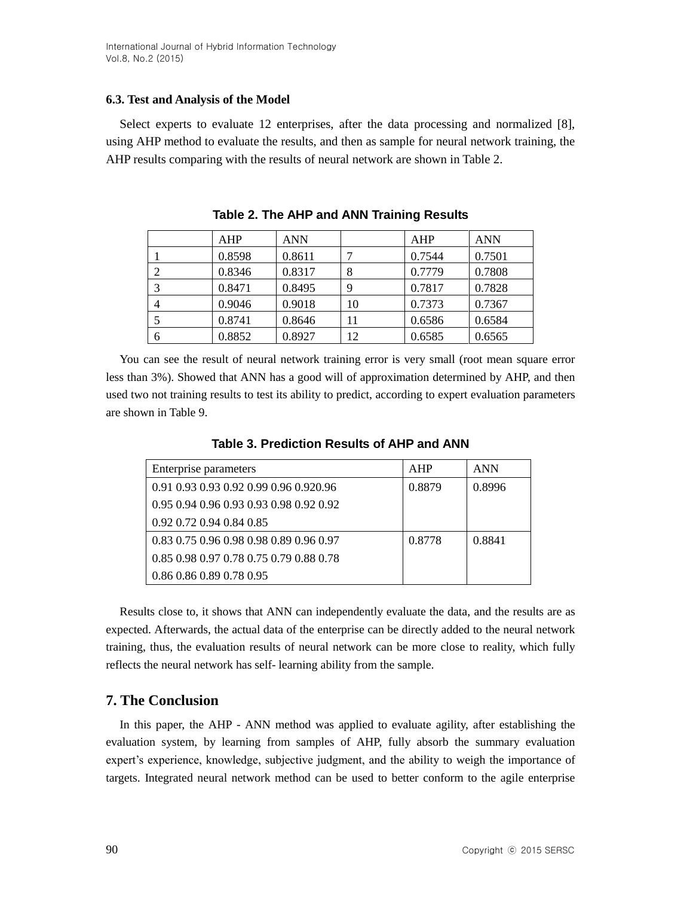### 6.3. Test and Analysis of the Model

Select experts to evaluate 12 enterprises, after the data processing and normalized [8], using AHP method to evaluate the results, and then as sample for neural network training, the AHP results comparing with the results of neural network are shown in Table 2.

**Table 2. The AHP and ANN Training Results**

| | AHP | ANN | | AHP | ANN |
|---|---|---|---|---|---|
| 1 | 0.8598 | 0.8611 | 7 | 0.7544 | 0.7501 |
| 2 | 0.8346 | 0.8317 | 8 | 0.7779 | 0.7808 |
| 3 | 0.8471 | 0.8495 | 9 | 0.7817 | 0.7828 |
| 4 | 0.9046 | 0.9018 | 10 | 0.7373 | 0.7367 |
| 5 | 0.8741 | 0.8646 | 11 | 0.6586 | 0.6584 |
| 6 | 0.8852 | 0.8927 | 12 | 0.6585 | 0.6565 |

You can see the result of neural network training error is very small (root mean square error less than 3%). Showed that ANN has a good will of approximation determined by AHP, and then used two not training results to test its ability to predict, according to expert evaluation parameters are shown in Table 9.

**Table 3. Prediction Results of AHP and ANN**

| Enterprise parameters | AHP | ANN |
|---|---|---|
| 0.91 0.93 0.93 0.92 0.99 0.96 0.920.96 0.95 0.94 0.96 0.93 0.93 0.98 0.92 0.92 0.92 0.72 0.94 0.84 0.85 | 0.8879 | 0.8996 |
| 0.83 0.75 0.96 0.98 0.98 0.89 0.96 0.97 0.85 0.98 0.97 0.78 0.75 0.79 0.88 0.78 0.86 0.86 0.89 0.78 0.95 | 0.8778 | 0.8841 |

Results close to, it shows that ANN can independently evaluate the data, and the results are as expected. Afterwards, the actual data of the enterprise can be directly added to the neural network training, thus, the evaluation results of neural network can be more close to reality, which fully reflects the neural network has self- learning ability from the sample.

## 7. The Conclusion

In this paper, the AHP - ANN method was applied to evaluate agility, after establishing the evaluation system, by learning from samples of AHP, fully absorb the summary evaluation expert's experience, knowledge, subjective judgment, and the ability to weigh the importance of targets. Integrated neural network method can be used to better conform to the agile enterprise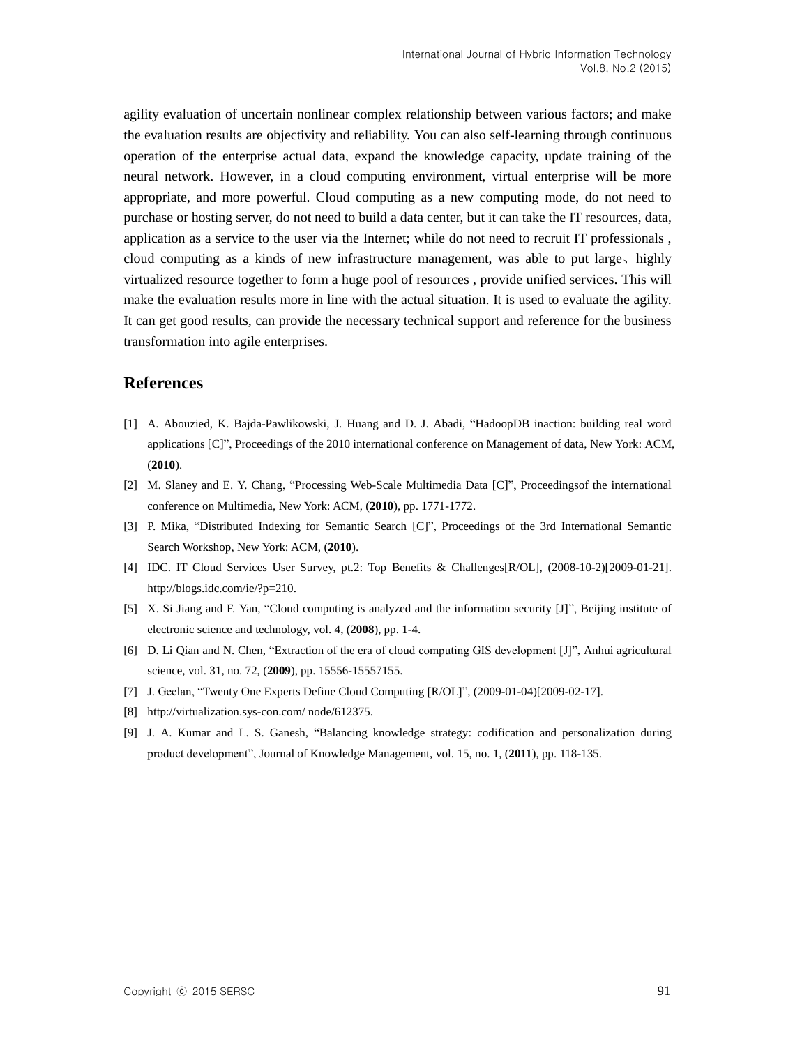agility evaluation of uncertain nonlinear complex relationship between various factors; and make the evaluation results are objectivity and reliability. You can also self-learning through continuous operation of the enterprise actual data, expand the knowledge capacity, update training of the neural network. However, in a cloud computing environment, virtual enterprise will be more appropriate, and more powerful. Cloud computing as a new computing mode, do not need to purchase or hosting server, do not need to build a data center, but it can take the IT resources, data, application as a service to the user via the Internet; while do not need to recruit IT professionals , cloud computing as a kinds of new infrastructure management, was able to put large、highly virtualized resource together to form a huge pool of resources , provide unified services. This will make the evaluation results more in line with the actual situation. It is used to evaluate the agility. It can get good results, can provide the necessary technical support and reference for the business transformation into agile enterprises.

## References

[1] A. Abouzied, K. Bajda-Pawlikowski, J. Huang and D. J. Abadi, "HadoopDB inaction: building real word applications [C]", Proceedings of the 2010 international conference on Management of data, New York: ACM, (**2010**).

[2] M. Slaney and E. Y. Chang, "Processing Web-Scale Multimedia Data [C]", Proceedingsof the international conference on Multimedia, New York: ACM, (**2010**), pp. 1771-1772.

[3] P. Mika, "Distributed Indexing for Semantic Search [C]", Proceedings of the 3rd International Semantic Search Workshop, New York: ACM, (**2010**).

[4] IDC. IT Cloud Services User Survey, pt.2: Top Benefits & Challenges[R/OL], (2008-10-2)[2009-01-21]. http://blogs.idc.com/ie/?p=210.

[5] X. Si Jiang and F. Yan, "Cloud computing is analyzed and the information security [J]", Beijing institute of electronic science and technology, vol. 4, (**2008**), pp. 1-4.

[6] D. Li Qian and N. Chen, "Extraction of the era of cloud computing GIS development [J]", Anhui agricultural science, vol. 31, no. 72, (**2009**), pp. 15556-15557155.

[7] J. Geelan, "Twenty One Experts Define Cloud Computing [R/OL]", (2009-01-04)[2009-02-17].

[8] http://virtualization.sys-con.com/ node/612375.

[9] J. A. Kumar and L. S. Ganesh, "Balancing knowledge strategy: codification and personalization during product development", Journal of Knowledge Management, vol. 15, no. 1, (**2011**), pp. 118-135.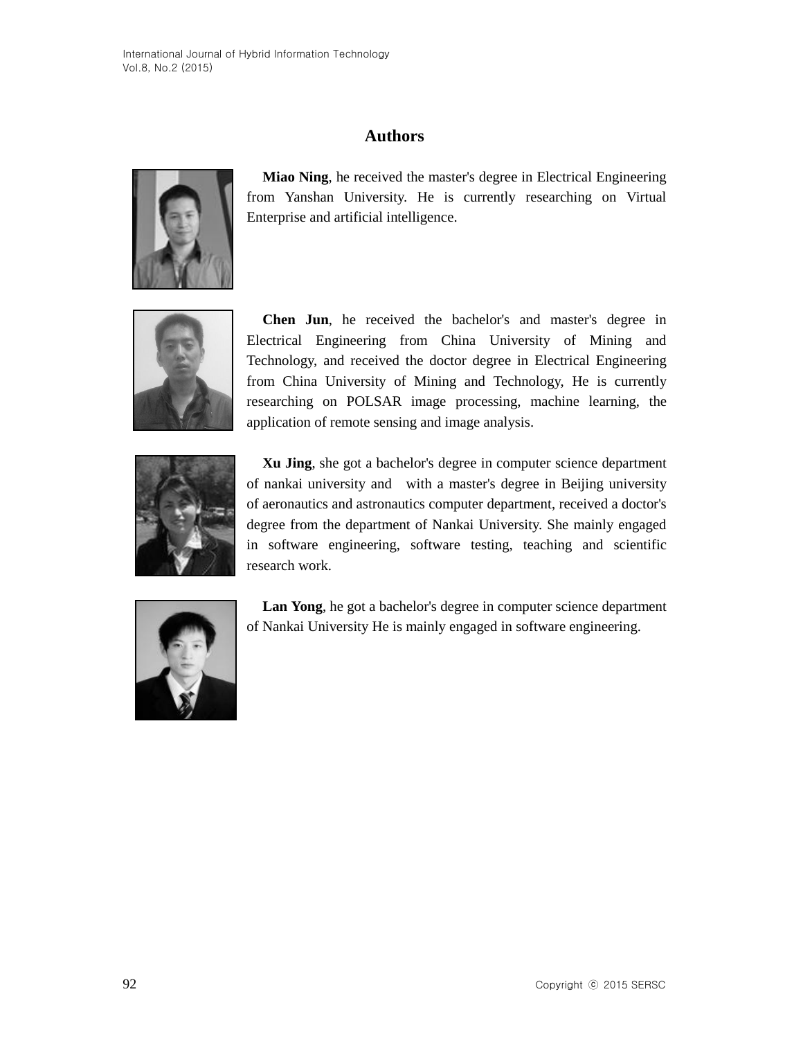## Authors

**Miao Ning**, he received the master's degree in Electrical Engineering from Yanshan University. He is currently researching on Virtual Enterprise and artificial intelligence.

**Chen Jun**, he received the bachelor's and master's degree in Electrical Engineering from China University of Mining and Technology, and received the doctor degree in Electrical Engineering from China University of Mining and Technology, He is currently researching on POLSAR image processing, machine learning, the application of remote sensing and image analysis.

**Xu Jing**, she got a bachelor's degree in computer science department of nankai university and with a master's degree in Beijing university of aeronautics and astronautics computer department, received a doctor's degree from the department of Nankai University. She mainly engaged in software engineering, software testing, teaching and scientific research work.

**Lan Yong**, he got a bachelor's degree in computer science department of Nankai University He is mainly engaged in software engineering.